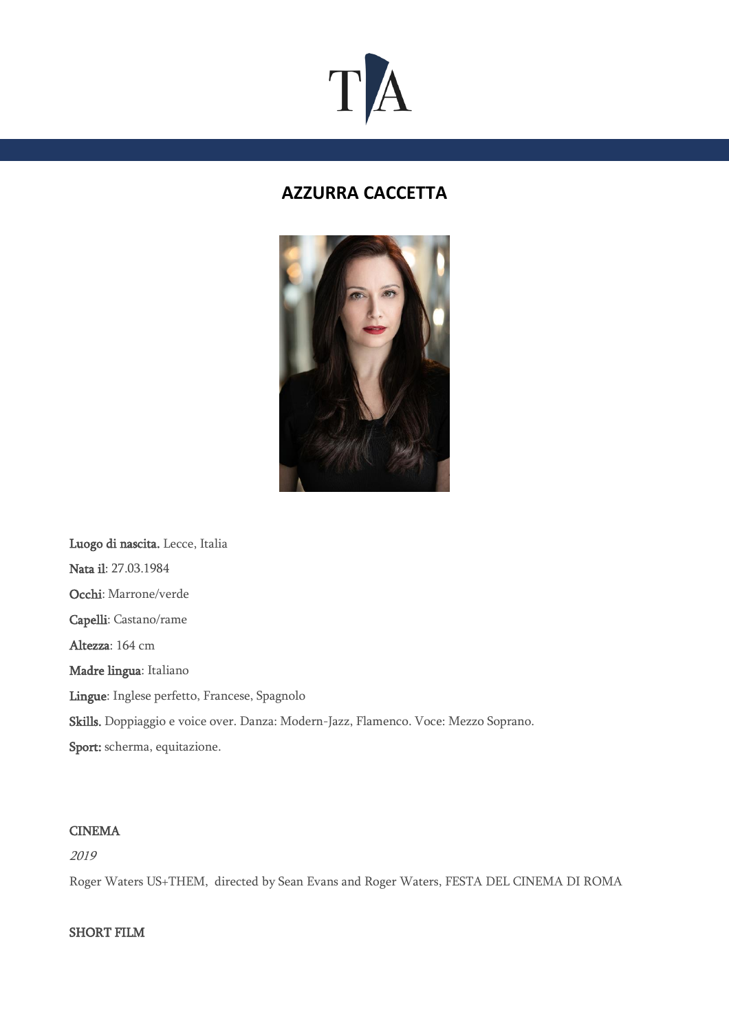# AZZURRA CACCETTA

**Luogo di nascita.** Lecce, Italia

**Nata il**: 27.03.1984

**Occhi**: Marrone/verde

**Capelli**: Castano/rame

**Altezza**: 164 cm

**Madre lingua**: Italiano

**Lingue**: Inglese perfetto, Francese, Spagnolo

**Skills.** Doppiaggio e voice over. Danza: Modern-Jazz, Flamenco. Voce: Mezzo Soprano.

**Sport:** scherma, equitazione.

## CINEMA

*2019*

Roger Waters US+THEM, directed by Sean Evans and Roger Waters, FESTA DEL CINEMA DI ROMA

## SHORT FILM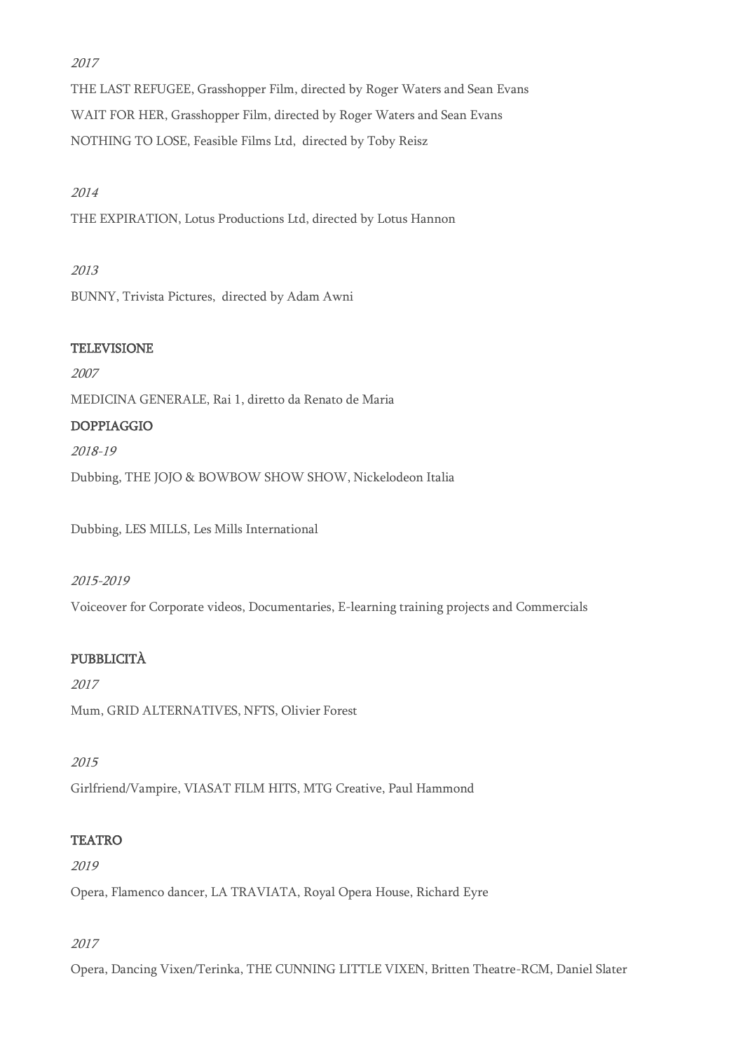*2017*

THE LAST REFUGEE, Grasshopper Film, directed by Roger Waters and Sean Evans

WAIT FOR HER, Grasshopper Film, directed by Roger Waters and Sean Evans

NOTHING TO LOSE, Feasible Films Ltd, directed by Toby Reisz

*2014*

THE EXPIRATION, Lotus Productions Ltd, directed by Lotus Hannon

*2013*

BUNNY, Trivista Pictures, directed by Adam Awni

## TELEVISIONE

*2007*

MEDICINA GENERALE, Rai 1, diretto da Renato de Maria

## DOPPIAGGIO

*2018-19*

Dubbing, THE JOJO & BOWBOW SHOW SHOW, Nickelodeon Italia

Dubbing, LES MILLS, Les Mills International

*2015-2019*

Voiceover for Corporate videos, Documentaries, E-learning training projects and Commercials

## PUBBLICITÀ

*2017*

Mum, GRID ALTERNATIVES, NFTS, Olivier Forest

*2015*

Girlfriend/Vampire, VIASAT FILM HITS, MTG Creative, Paul Hammond

## TEATRO

*2019*

Opera, Flamenco dancer, LA TRAVIATA, Royal Opera House, Richard Eyre

*2017*

Opera, Dancing Vixen/Terinka, THE CUNNING LITTLE VIXEN, Britten Theatre-RCM, Daniel Slater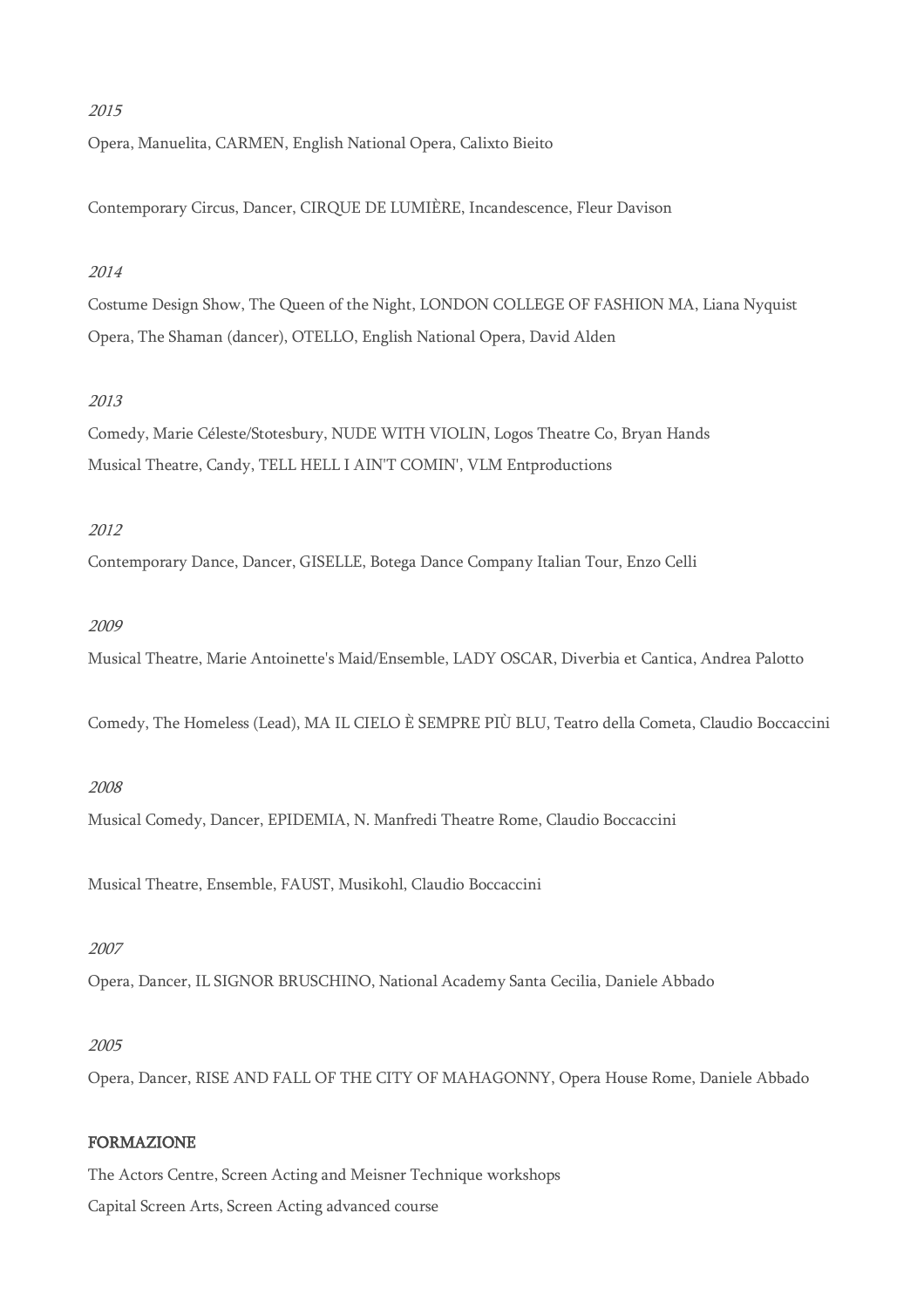*2015*

Opera, Manuelita, CARMEN, English National Opera, Calixto Bieito

Contemporary Circus, Dancer, CIRQUE DE LUMIÈRE, Incandescence, Fleur Davison

*2014*

Costume Design Show, The Queen of the Night, LONDON COLLEGE OF FASHION MA, Liana Nyquist
Opera, The Shaman (dancer), OTELLO, English National Opera, David Alden

*2013*

Comedy, Marie Céleste/Stotesbury, NUDE WITH VIOLIN, Logos Theatre Co, Bryan Hands
Musical Theatre, Candy, TELL HELL I AIN'T COMIN', VLM Entproductions

*2012*

Contemporary Dance, Dancer, GISELLE, Botega Dance Company Italian Tour, Enzo Celli

*2009*

Musical Theatre, Marie Antoinette's Maid/Ensemble, LADY OSCAR, Diverbia et Cantica, Andrea Palotto

Comedy, The Homeless (Lead), MA IL CIELO È SEMPRE PIÙ BLU, Teatro della Cometa, Claudio Boccaccini

*2008*

Musical Comedy, Dancer, EPIDEMIA, N. Manfredi Theatre Rome, Claudio Boccaccini

Musical Theatre, Ensemble, FAUST, Musikohl, Claudio Boccaccini

*2007*

Opera, Dancer, IL SIGNOR BRUSCHINO, National Academy Santa Cecilia, Daniele Abbado

*2005*

Opera, Dancer, RISE AND FALL OF THE CITY OF MAHAGONNY, Opera House Rome, Daniele Abbado

## FORMAZIONE

The Actors Centre, Screen Acting and Meisner Technique workshops
Capital Screen Arts, Screen Acting advanced course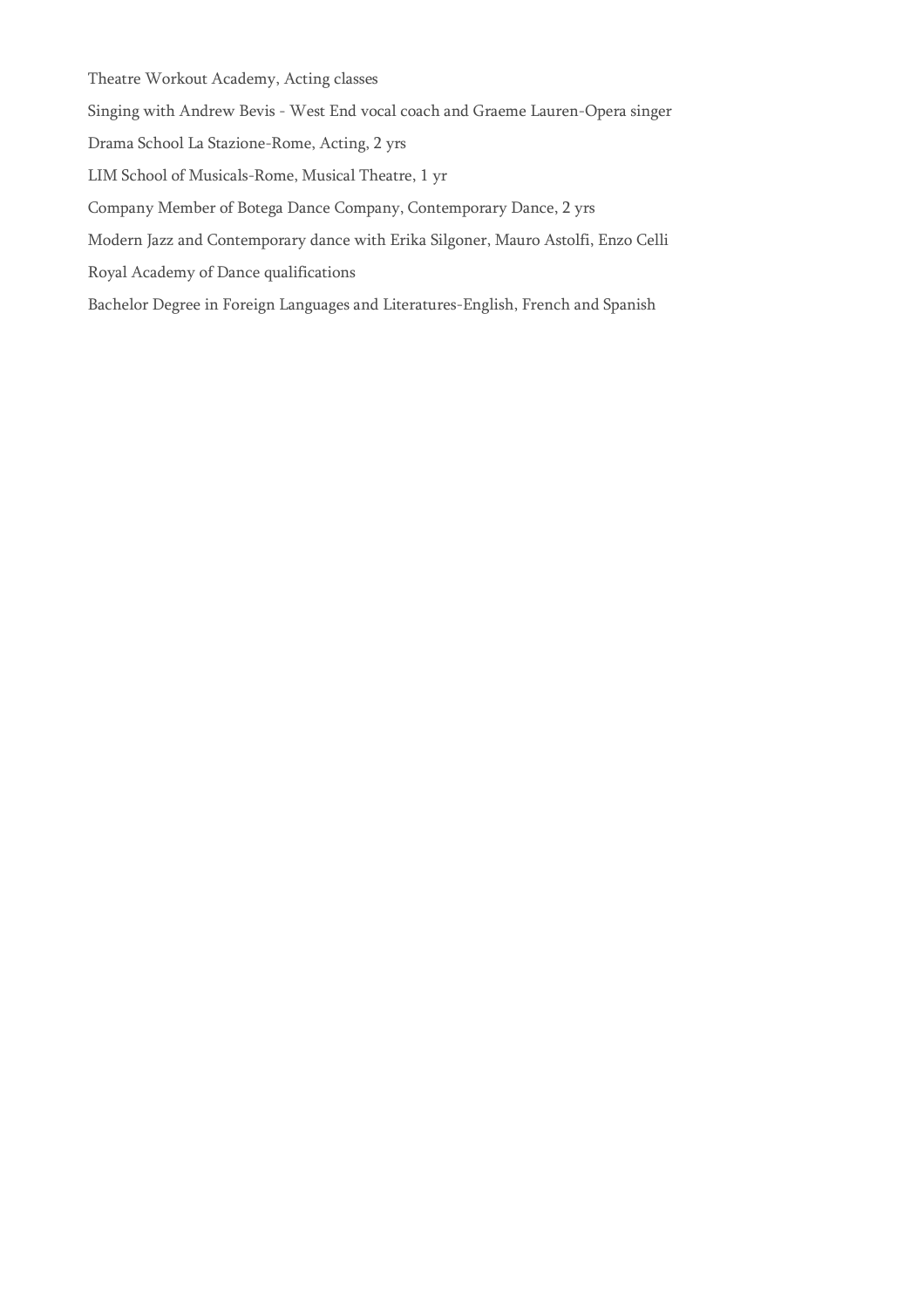Theatre Workout Academy, Acting classes

Singing with Andrew Bevis - West End vocal coach and Graeme Lauren-Opera singer

Drama School La Stazione-Rome, Acting, 2 yrs

LIM School of Musicals-Rome, Musical Theatre, 1 yr

Company Member of Botega Dance Company, Contemporary Dance, 2 yrs

Modern Jazz and Contemporary dance with Erika Silgoner, Mauro Astolfi, Enzo Celli

Royal Academy of Dance qualifications

Bachelor Degree in Foreign Languages and Literatures-English, French and Spanish